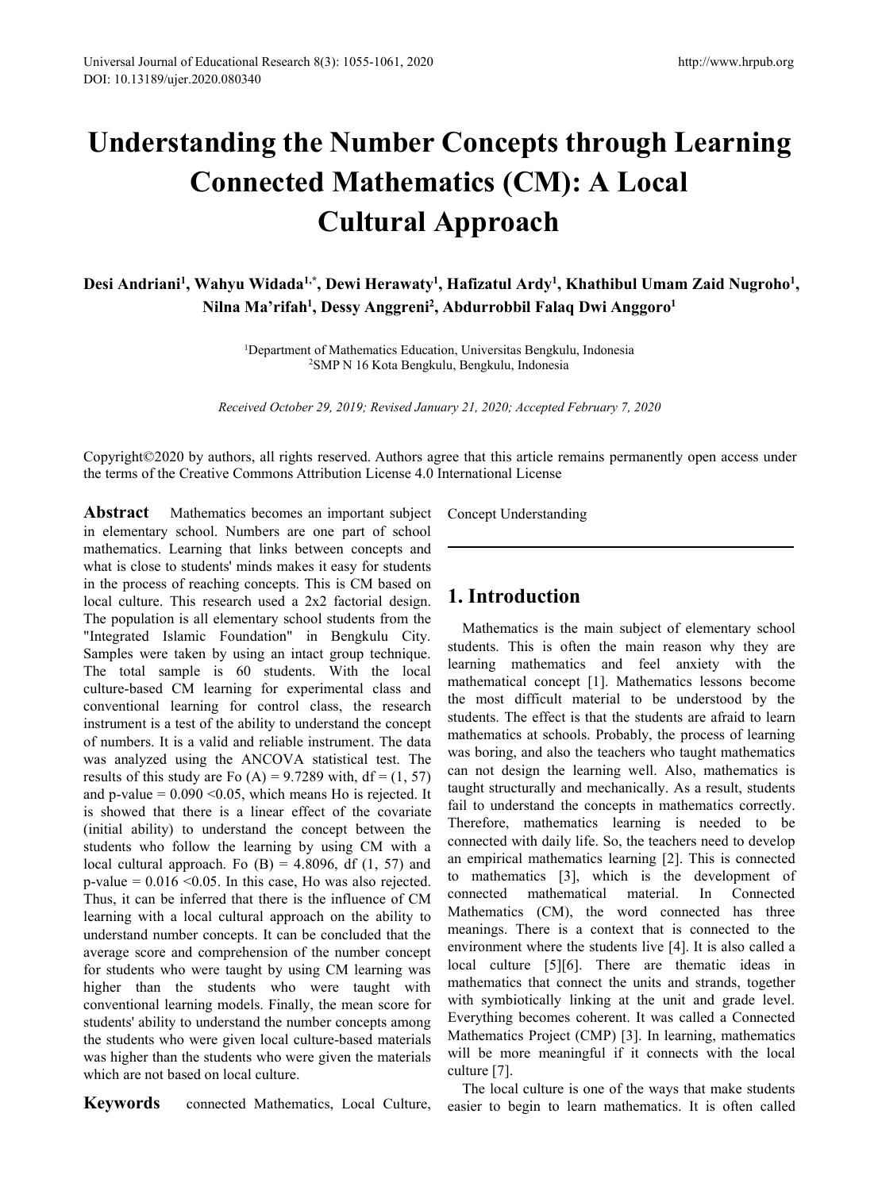# Understanding the Number Concepts through Learning Connected Mathematics (CM): A Local Cultural Approach

**Desi Andriani[1], Wahyu Widada[1,*], Dewi Herawaty[1], Hafizatul Ardy[1], Khathibul Umam Zaid Nugroho[1], Nilna Ma'rifah[1], Dessy Anggreni[2], Abdurrobbil Falaq Dwi Anggoro[1]**

[1]Department of Mathematics Education, Universitas Bengkulu, Indonesia
[2]SMP N 16 Kota Bengkulu, Bengkulu, Indonesia

*Received October 29, 2019; Revised January 21, 2020; Accepted February 7, 2020*

Copyright©2020 by authors, all rights reserved. Authors agree that this article remains permanently open access under the terms of the Creative Commons Attribution License 4.0 International License

**Abstract** Mathematics becomes an important subject in elementary school. Numbers are one part of school mathematics. Learning that links between concepts and what is close to students' minds makes it easy for students in the process of reaching concepts. This is CM based on local culture. This research used a 2x2 factorial design. The population is all elementary school students from the "Integrated Islamic Foundation" in Bengkulu City. Samples were taken by using an intact group technique. The total sample is 60 students. With the local culture-based CM learning for experimental class and conventional learning for control class, the research instrument is a test of the ability to understand the concept of numbers. It is a valid and reliable instrument. The data was analyzed using the ANCOVA statistical test. The results of this study are Fo (A) = 9.7289 with, df = (1, 57) and p-value = 0.090 <0.05, which means Ho is rejected. It is showed that there is a linear effect of the covariate (initial ability) to understand the concept between the students who follow the learning by using CM with a local cultural approach. Fo (B) = 4.8096, df (1, 57) and p-value = 0.016 <0.05. In this case, Ho was also rejected. Thus, it can be inferred that there is the influence of CM learning with a local cultural approach on the ability to understand number concepts. It can be concluded that the average score and comprehension of the number concept for students who were taught by using CM learning was higher than the students who were taught with conventional learning models. Finally, the mean score for students' ability to understand the number concepts among the students who were given local culture-based materials was higher than the students who were given the materials which are not based on local culture.

**Keywords** connected Mathematics, Local Culture, Concept Understanding

## 1. Introduction

Mathematics is the main subject of elementary school students. This is often the main reason why they are learning mathematics and feel anxiety with the mathematical concept [1]. Mathematics lessons become the most difficult material to be understood by the students. The effect is that the students are afraid to learn mathematics at schools. Probably, the process of learning was boring, and also the teachers who taught mathematics can not design the learning well. Also, mathematics is taught structurally and mechanically. As a result, students fail to understand the concepts in mathematics correctly. Therefore, mathematics learning is needed to be connected with daily life. So, the teachers need to develop an empirical mathematics learning [2]. This is connected to mathematics [3], which is the development of connected mathematical material. In Connected Mathematics (CM), the word connected has three meanings. There is a context that is connected to the environment where the students live [4]. It is also called a local culture [5][6]. There are thematic ideas in mathematics that connect the units and strands, together with symbiotically linking at the unit and grade level. Everything becomes coherent. It was called a Connected Mathematics Project (CMP) [3]. In learning, mathematics will be more meaningful if it connects with the local culture [7].

The local culture is one of the ways that make students easier to begin to learn mathematics. It is often called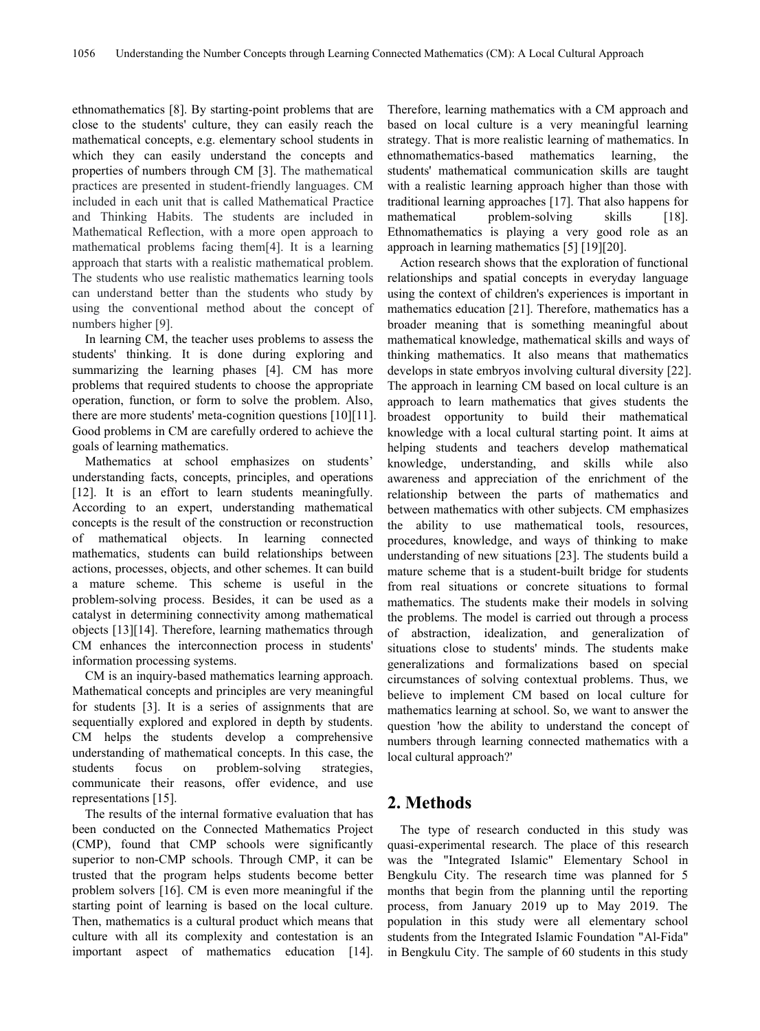ethnomathematics [8]. By starting-point problems that are close to the students' culture, they can easily reach the mathematical concepts, e.g. elementary school students in which they can easily understand the concepts and properties of numbers through CM [3]. The mathematical practices are presented in student-friendly languages. CM included in each unit that is called Mathematical Practice and Thinking Habits. The students are included in Mathematical Reflection, with a more open approach to mathematical problems facing them[4]. It is a learning approach that starts with a realistic mathematical problem. The students who use realistic mathematics learning tools can understand better than the students who study by using the conventional method about the concept of numbers higher [9].

In learning CM, the teacher uses problems to assess the students' thinking. It is done during exploring and summarizing the learning phases [4]. CM has more problems that required students to choose the appropriate operation, function, or form to solve the problem. Also, there are more students' meta-cognition questions [10][11]. Good problems in CM are carefully ordered to achieve the goals of learning mathematics.

Mathematics at school emphasizes on students' understanding facts, concepts, principles, and operations [12]. It is an effort to learn students meaningfully. According to an expert, understanding mathematical concepts is the result of the construction or reconstruction of mathematical objects. In learning connected mathematics, students can build relationships between actions, processes, objects, and other schemes. It can build a mature scheme. This scheme is useful in the problem-solving process. Besides, it can be used as a catalyst in determining connectivity among mathematical objects [13][14]. Therefore, learning mathematics through CM enhances the interconnection process in students' information processing systems.

CM is an inquiry-based mathematics learning approach. Mathematical concepts and principles are very meaningful for students [3]. It is a series of assignments that are sequentially explored and explored in depth by students. CM helps the students develop a comprehensive understanding of mathematical concepts. In this case, the students focus on problem-solving strategies, communicate their reasons, offer evidence, and use representations [15].

The results of the internal formative evaluation that has been conducted on the Connected Mathematics Project (CMP), found that CMP schools were significantly superior to non-CMP schools. Through CMP, it can be trusted that the program helps students become better problem solvers [16]. CM is even more meaningful if the starting point of learning is based on the local culture. Then, mathematics is a cultural product which means that culture with all its complexity and contestation is an important aspect of mathematics education [14]. Therefore, learning mathematics with a CM approach and based on local culture is a very meaningful learning strategy. That is more realistic learning of mathematics. In ethnomathematics-based mathematics learning, the students' mathematical communication skills are taught with a realistic learning approach higher than those with traditional learning approaches [17]. That also happens for mathematical problem-solving skills [18]. Ethnomathematics is playing a very good role as an approach in learning mathematics [5] [19][20].

Action research shows that the exploration of functional relationships and spatial concepts in everyday language using the context of children's experiences is important in mathematics education [21]. Therefore, mathematics has a broader meaning that is something meaningful about mathematical knowledge, mathematical skills and ways of thinking mathematics. It also means that mathematics develops in state embryos involving cultural diversity [22]. The approach in learning CM based on local culture is an approach to learn mathematics that gives students the broadest opportunity to build their mathematical knowledge with a local cultural starting point. It aims at helping students and teachers develop mathematical knowledge, understanding, and skills while also awareness and appreciation of the enrichment of the relationship between the parts of mathematics and between mathematics with other subjects. CM emphasizes the ability to use mathematical tools, resources, procedures, knowledge, and ways of thinking to make understanding of new situations [23]. The students build a mature scheme that is a student-built bridge for students from real situations or concrete situations to formal mathematics. The students make their models in solving the problems. The model is carried out through a process of abstraction, idealization, and generalization of situations close to students' minds. The students make generalizations and formalizations based on special circumstances of solving contextual problems. Thus, we believe to implement CM based on local culture for mathematics learning at school. So, we want to answer the question 'how the ability to understand the concept of numbers through learning connected mathematics with a local cultural approach?'

## 2. Methods

The type of research conducted in this study was quasi-experimental research. The place of this research was the "Integrated Islamic" Elementary School in Bengkulu City. The research time was planned for 5 months that begin from the planning until the reporting process, from January 2019 up to May 2019. The population in this study were all elementary school students from the Integrated Islamic Foundation "Al-Fida" in Bengkulu City. The sample of 60 students in this study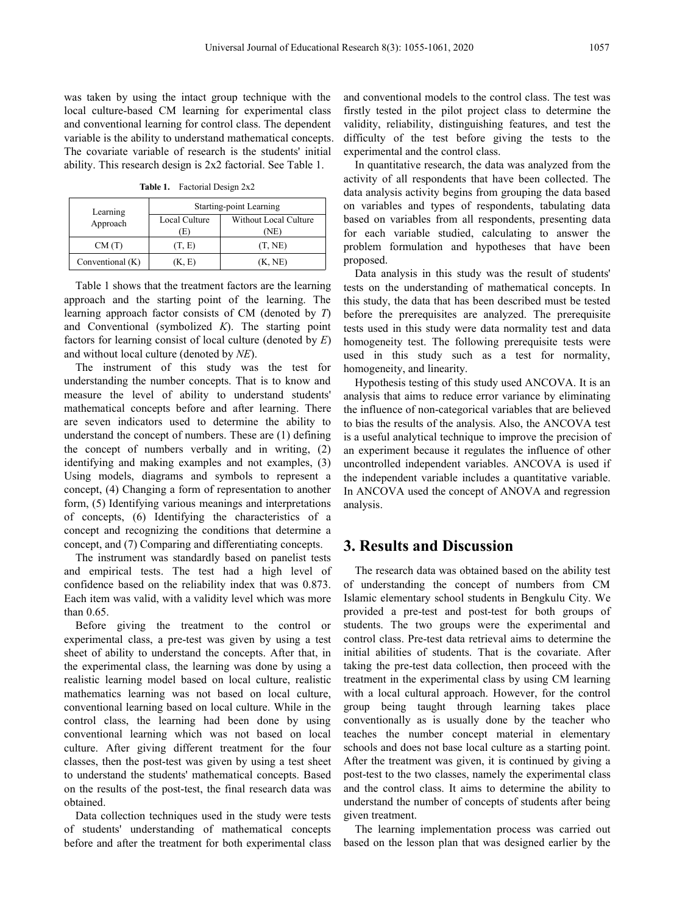was taken by using the intact group technique with the local culture-based CM learning for experimental class and conventional learning for control class. The dependent variable is the ability to understand mathematical concepts. The covariate variable of research is the students' initial ability. This research design is 2x2 factorial. See Table 1.

**Table 1.** Factorial Design 2x2

| Learning Approach | Starting-point Learning | |
|---|---|---|
| | Local Culture (E) | Without Local Culture (NE) |
| CM (T) | (T, E) | (T, NE) |
| Conventional (K) | (K, E) | (K, NE) |

Table 1 shows that the treatment factors are the learning approach and the starting point of the learning. The learning approach factor consists of CM (denoted by *T*) and Conventional (symbolized *K*). The starting point factors for learning consist of local culture (denoted by *E*) and without local culture (denoted by *NE*).

The instrument of this study was the test for understanding the number concepts. That is to know and measure the level of ability to understand students' mathematical concepts before and after learning. There are seven indicators used to determine the ability to understand the concept of numbers. These are (1) defining the concept of numbers verbally and in writing, (2) identifying and making examples and not examples, (3) Using models, diagrams and symbols to represent a concept, (4) Changing a form of representation to another form, (5) Identifying various meanings and interpretations of concepts, (6) Identifying the characteristics of a concept and recognizing the conditions that determine a concept, and (7) Comparing and differentiating concepts.

The instrument was standardly based on panelist tests and empirical tests. The test had a high level of confidence based on the reliability index that was 0.873. Each item was valid, with a validity level which was more than 0.65.

Before giving the treatment to the control or experimental class, a pre-test was given by using a test sheet of ability to understand the concepts. After that, in the experimental class, the learning was done by using a realistic learning model based on local culture, realistic mathematics learning was not based on local culture, conventional learning based on local culture. While in the control class, the learning had been done by using conventional learning which was not based on local culture. After giving different treatment for the four classes, then the post-test was given by using a test sheet to understand the students' mathematical concepts. Based on the results of the post-test, the final research data was obtained.

Data collection techniques used in the study were tests of students' understanding of mathematical concepts before and after the treatment for both experimental class and conventional models to the control class. The test was firstly tested in the pilot project class to determine the validity, reliability, distinguishing features, and test the difficulty of the test before giving the tests to the experimental and the control class.

In quantitative research, the data was analyzed from the activity of all respondents that have been collected. The data analysis activity begins from grouping the data based on variables and types of respondents, tabulating data based on variables from all respondents, presenting data for each variable studied, calculating to answer the problem formulation and hypotheses that have been proposed.

Data analysis in this study was the result of students' tests on the understanding of mathematical concepts. In this study, the data that has been described must be tested before the prerequisites are analyzed. The prerequisite tests used in this study were data normality test and data homogeneity test. The following prerequisite tests were used in this study such as a test for normality, homogeneity, and linearity.

Hypothesis testing of this study used ANCOVA. It is an analysis that aims to reduce error variance by eliminating the influence of non-categorical variables that are believed to bias the results of the analysis. Also, the ANCOVA test is a useful analytical technique to improve the precision of an experiment because it regulates the influence of other uncontrolled independent variables. ANCOVA is used if the independent variable includes a quantitative variable. In ANCOVA used the concept of ANOVA and regression analysis.

## 3. Results and Discussion

The research data was obtained based on the ability test of understanding the concept of numbers from CM Islamic elementary school students in Bengkulu City. We provided a pre-test and post-test for both groups of students. The two groups were the experimental and control class. Pre-test data retrieval aims to determine the initial abilities of students. That is the covariate. After taking the pre-test data collection, then proceed with the treatment in the experimental class by using CM learning with a local cultural approach. However, for the control group being taught through learning takes place conventionally as is usually done by the teacher who teaches the number concept material in elementary schools and does not base local culture as a starting point. After the treatment was given, it is continued by giving a post-test to the two classes, namely the experimental class and the control class. It aims to determine the ability to understand the number of concepts of students after being given treatment.

The learning implementation process was carried out based on the lesson plan that was designed earlier by the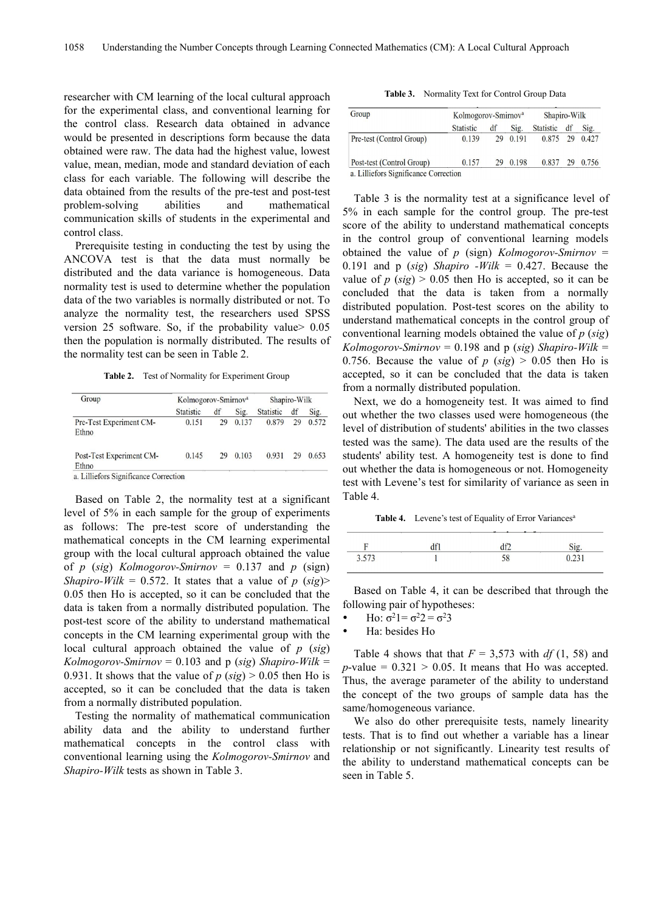researcher with CM learning of the local cultural approach for the experimental class, and conventional learning for the control class. Research data obtained in advance would be presented in descriptions form because the data obtained were raw. The data had the highest value, lowest value, mean, median, mode and standard deviation of each class for each variable. The following will describe the data obtained from the results of the pre-test and post-test problem-solving abilities and mathematical communication skills of students in the experimental and control class.

Prerequisite testing in conducting the test by using the ANCOVA test is that the data must normally be distributed and the data variance is homogeneous. Data normality test is used to determine whether the population data of the two variables is normally distributed or not. To analyze the normality test, the researchers used SPSS version 25 software. So, if the probability value> 0.05 then the population is normally distributed. The results of the normality test can be seen in Table 2.

**Table 2.** Test of Normality for Experiment Group

| Group | Kolmogorov-Smirnov[a] | | | Shapiro-Wilk | | |
|---|---|---|---|---|---|---|
| | Statistic | df | Sig. | Statistic | df | Sig. |
| Pre-Test Experiment CM-Ethno | 0.151 | 29 | 0.137 | 0.879 | 29 | 0.572 |
| Post-Test Experiment CM-Ethno | 0.145 | 29 | 0.103 | 0.931 | 29 | 0.653 |

a. Lilliefors Significance Correction

Based on Table 2, the normality test at a significant level of 5% in each sample for the group of experiments as follows: The pre-test score of understanding the mathematical concepts in the CM learning experimental group with the local cultural approach obtained the value of *p* (*sig*) *Kolmogorov-Smirnov* = 0.137 and *p* (sign) *Shapiro-Wilk* = 0.572. It states that a value of *p* (*sig*)> 0.05 then Ho is accepted, so it can be concluded that the data is taken from a normally distributed population. The post-test score of the ability to understand mathematical concepts in the CM learning experimental group with the local cultural approach obtained the value of *p* (*sig*) *Kolmogorov-Smirnov* = 0.103 and p (*sig*) *Shapiro-Wilk* = 0.931. It shows that the value of *p* (*sig*) > 0.05 then Ho is accepted, so it can be concluded that the data is taken from a normally distributed population.

Testing the normality of mathematical communication ability data and the ability to understand further mathematical concepts in the control class with conventional learning using the *Kolmogorov-Smirnov* and *Shapiro-Wilk* tests as shown in Table 3.

**Table 3.** Normality Text for Control Group Data

| Group | Kolmogorov-Smirnov[a] | | | Shapiro-Wilk | | |
|---|---|---|---|---|---|---|
| | Statistic | df | Sig. | Statistic | df | Sig. |
| Pre-test (Control Group) | 0.139 | 29 | 0.191 | 0.875 | 29 | 0.427 |
| Post-test (Control Group) | 0.157 | 29 | 0.198 | 0.837 | 29 | 0.756 |

a. Lilliefors Significance Correction

Table 3 is the normality test at a significance level of 5% in each sample for the control group. The pre-test score of the ability to understand mathematical concepts in the control group of conventional learning models obtained the value of *p* (sign) *Kolmogorov-Smirnov* = 0.191 and p (*sig*) *Shapiro -Wilk* = 0.427. Because the value of *p* (*sig*) > 0.05 then Ho is accepted, so it can be concluded that the data is taken from a normally distributed population. Post-test scores on the ability to understand mathematical concepts in the control group of conventional learning models obtained the value of *p* (*sig*) *Kolmogorov-Smirnov* = 0.198 and p (*sig*) *Shapiro-Wilk* = 0.756. Because the value of *p* (*sig*) > 0.05 then Ho is accepted, so it can be concluded that the data is taken from a normally distributed population.

Next, we do a homogeneity test. It was aimed to find out whether the two classes used were homogeneous (the level of distribution of students' abilities in the two classes tested was the same). The data used are the results of the students' ability test. A homogeneity test is done to find out whether the data is homogeneous or not. Homogeneity test with Levene's test for similarity of variance as seen in Table 4.

**Table 4.** Levene's test of Equality of Error Variances[a]

| F | df1 | df2 | Sig. |
|---|---|---|---|
| 3.573 | 1 | 58 | 0.231 |

Based on Table 4, it can be described that through the following pair of hypotheses:

- Ho: $\sigma^2 1 = \sigma^2 2 = \sigma^2 3$
- Ha: besides Ho

Table 4 shows that that $F$ = 3,573 with $df$ (1, 58) and $p$-value = 0.321 > 0.05. It means that Ho was accepted. Thus, the average parameter of the ability to understand the concept of the two groups of sample data has the same/homogeneous variance.

We also do other prerequisite tests, namely linearity tests. That is to find out whether a variable has a linear relationship or not significantly. Linearity test results of the ability to understand mathematical concepts can be seen in Table 5.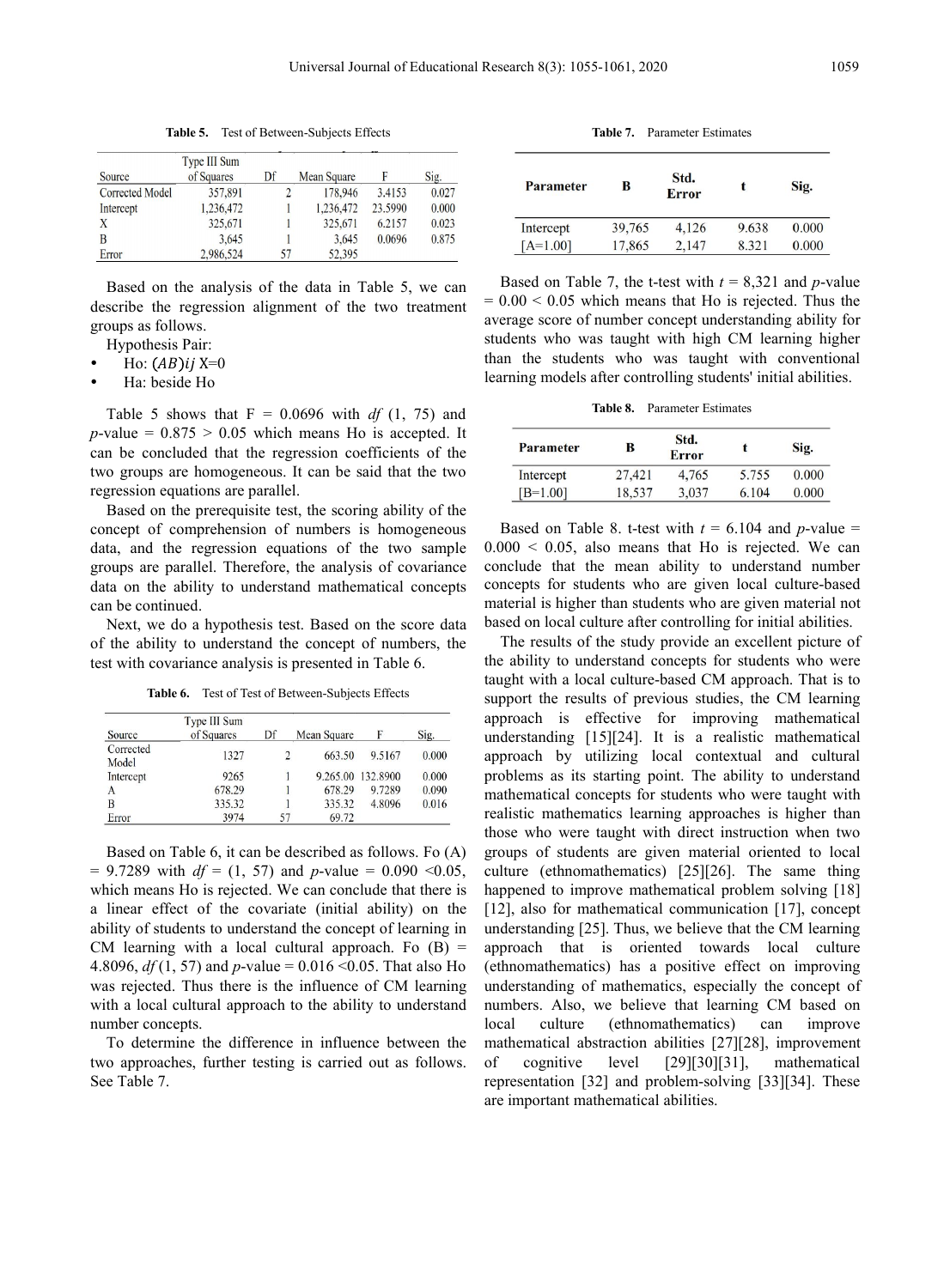**Table 5.** Test of Between-Subjects Effects

| Source | Type III Sum of Squares | Df | Mean Square | F | Sig. |
|---|---|---|---|---|---|
| Corrected Model | 357,891 | 2 | 178,946 | 3.4153 | 0.027 |
| Intercept | 1,236,472 | 1 | 1,236,472 | 23.5990 | 0.000 |
| X | 325,671 | 1 | 325,671 | 6.2157 | 0.023 |
| B | 3,645 | 1 | 3,645 | 0.0696 | 0.875 |
| Error | 2,986,524 | 57 | 52,395 | | |

Based on the analysis of the data in Table 5, we can describe the regression alignment of the two treatment groups as follows.

Hypothesis Pair:

- Ho: $(AB)ij$ X=0
- Ha: beside Ho

Table 5 shows that F = 0.0696 with *df* (1, 75) and *p*-value = 0.875 > 0.05 which means Ho is accepted. It can be concluded that the regression coefficients of the two groups are homogeneous. It can be said that the two regression equations are parallel.

Based on the prerequisite test, the scoring ability of the concept of comprehension of numbers is homogeneous data, and the regression equations of the two sample groups are parallel. Therefore, the analysis of covariance data on the ability to understand mathematical concepts can be continued.

Next, we do a hypothesis test. Based on the score data of the ability to understand the concept of numbers, the test with covariance analysis is presented in Table 6.

**Table 6.** Test of Test of Between-Subjects Effects

| Source | Type III Sum of Squares | Df | Mean Square | F | Sig. |
|---|---|---|---|---|---|
| Corrected Model | 1327 | 2 | 663.50 | 9.5167 | 0.000 |
| Intercept | 9265 | 1 | 9.265.00 | 132.8900 | 0.000 |
| A | 678.29 | 1 | 678.29 | 9.7289 | 0.090 |
| B | 335.32 | 1 | 335.32 | 4.8096 | 0.016 |
| Error | 3974 | 57 | 69.72 | | |

Based on Table 6, it can be described as follows. Fo (A) = 9.7289 with *df* = (1, 57) and *p*-value = 0.090 <0.05, which means Ho is rejected. We can conclude that there is a linear effect of the covariate (initial ability) on the ability of students to understand the concept of learning in CM learning with a local cultural approach. Fo (B) = 4.8096, *df* (1, 57) and *p*-value = 0.016 <0.05. That also Ho was rejected. Thus there is the influence of CM learning with a local cultural approach to the ability to understand number concepts.

To determine the difference in influence between the two approaches, further testing is carried out as follows. See Table 7.

**Table 7.** Parameter Estimates

| Parameter | B | Std. Error | t | Sig. |
|---|---|---|---|---|
| Intercept | 39,765 | 4,126 | 9.638 | 0.000 |
| [A=1.00] | 17,865 | 2,147 | 8.321 | 0.000 |

Based on Table 7, the t-test with *t* = 8,321 and *p*-value = 0.00 < 0.05 which means that Ho is rejected. Thus the average score of number concept understanding ability for students who was taught with high CM learning higher than the students who was taught with conventional learning models after controlling students' initial abilities.

**Table 8.** Parameter Estimates

| Parameter | B | Std. Error | t | Sig. |
|---|---|---|---|---|
| Intercept | 27,421 | 4,765 | 5.755 | 0.000 |
| [B=1.00] | 18,537 | 3,037 | 6.104 | 0.000 |

Based on Table 8. t-test with *t* = 6.104 and *p*-value = 0.000 < 0.05, also means that Ho is rejected. We can conclude that the mean ability to understand number concepts for students who are given local culture-based material is higher than students who are given material not based on local culture after controlling for initial abilities.

The results of the study provide an excellent picture of the ability to understand concepts for students who were taught with a local culture-based CM approach. That is to support the results of previous studies, the CM learning approach is effective for improving mathematical understanding [15][24]. It is a realistic mathematical approach by utilizing local contextual and cultural problems as its starting point. The ability to understand mathematical concepts for students who were taught with realistic mathematics learning approaches is higher than those who were taught with direct instruction when two groups of students are given material oriented to local culture (ethnomathematics) [25][26]. The same thing happened to improve mathematical problem solving [18] [12], also for mathematical communication [17], concept understanding [25]. Thus, we believe that the CM learning approach that is oriented towards local culture (ethnomathematics) has a positive effect on improving understanding of mathematics, especially the concept of numbers. Also, we believe that learning CM based on local culture (ethnomathematics) can improve mathematical abstraction abilities [27][28], improvement of cognitive level [29][30][31], mathematical representation [32] and problem-solving [33][34]. These are important mathematical abilities.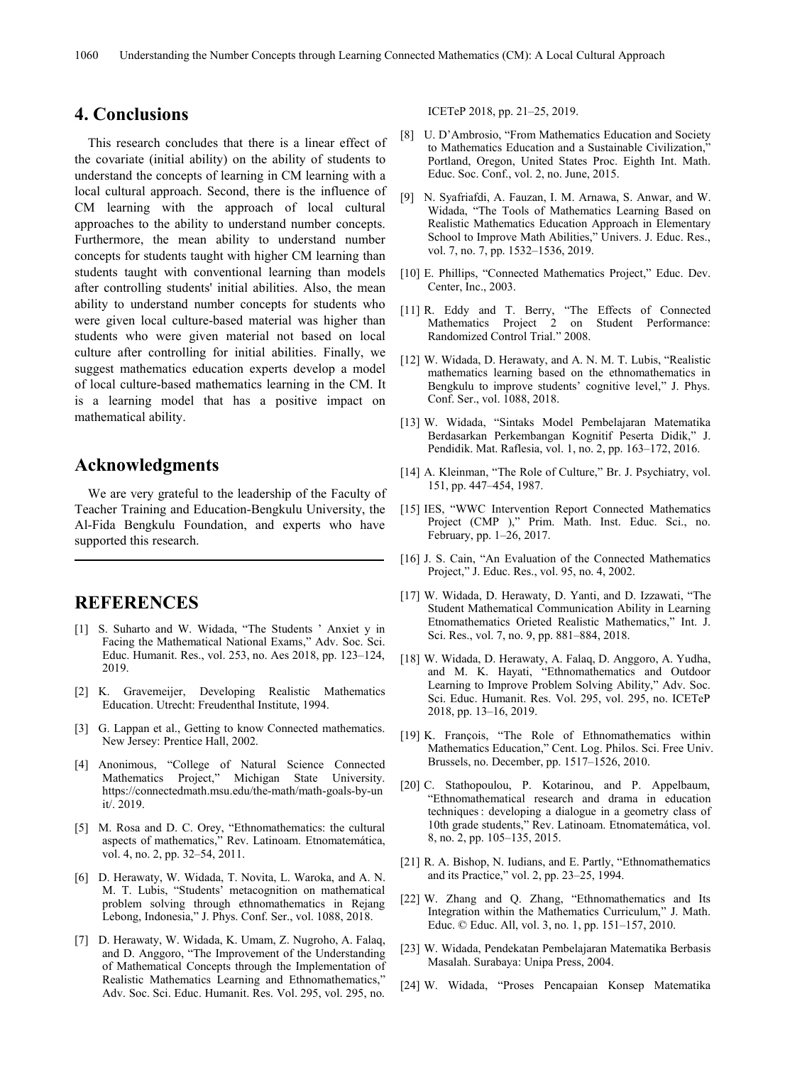## 4. Conclusions

This research concludes that there is a linear effect of the covariate (initial ability) on the ability of students to understand the concepts of learning in CM learning with a local cultural approach. Second, there is the influence of CM learning with the approach of local cultural approaches to the ability to understand number concepts. Furthermore, the mean ability to understand number concepts for students taught with higher CM learning than students taught with conventional learning than models after controlling students' initial abilities. Also, the mean ability to understand number concepts for students who were given local culture-based material was higher than students who were given material not based on local culture after controlling for initial abilities. Finally, we suggest mathematics education experts develop a model of local culture-based mathematics learning in the CM. It is a learning model that has a positive impact on mathematical ability.

## Acknowledgments

We are very grateful to the leadership of the Faculty of Teacher Training and Education-Bengkulu University, the Al-Fida Bengkulu Foundation, and experts who have supported this research.

## REFERENCES

[1] S. Suharto and W. Widada, "The Students ' Anxiet y in Facing the Mathematical National Exams," Adv. Soc. Sci. Educ. Humanit. Res., vol. 253, no. Aes 2018, pp. 123–124, 2019.

[2] K. Gravemeijer, Developing Realistic Mathematics Education. Utrecht: Freudenthal Institute, 1994.

[3] G. Lappan et al., Getting to know Connected mathematics. New Jersey: Prentice Hall, 2002.

[4] Anonimous, "College of Natural Science Connected Mathematics Project," Michigan State University. https://connectedmath.msu.edu/the-math/math-goals-by-unit/. 2019.

[5] M. Rosa and D. C. Orey, "Ethnomathematics: the cultural aspects of mathematics," Rev. Latinoam. Etnomatemática, vol. 4, no. 2, pp. 32–54, 2011.

[6] D. Herawaty, W. Widada, T. Novita, L. Waroka, and A. N. M. T. Lubis, "Students' metacognition on mathematical problem solving through ethnomathematics in Rejang Lebong, Indonesia," J. Phys. Conf. Ser., vol. 1088, 2018.

[7] D. Herawaty, W. Widada, K. Umam, Z. Nugroho, A. Falaq, and D. Anggoro, "The Improvement of the Understanding of Mathematical Concepts through the Implementation of Realistic Mathematics Learning and Ethnomathematics," Adv. Soc. Sci. Educ. Humanit. Res. Vol. 295, vol. 295, no. ICETeP 2018, pp. 21–25, 2019.

[8] U. D'Ambrosio, "From Mathematics Education and Society to Mathematics Education and a Sustainable Civilization," Portland, Oregon, United States Proc. Eighth Int. Math. Educ. Soc. Conf., vol. 2, no. June, 2015.

[9] N. Syafriafdi, A. Fauzan, I. M. Arnawa, S. Anwar, and W. Widada, "The Tools of Mathematics Learning Based on Realistic Mathematics Education Approach in Elementary School to Improve Math Abilities," Univers. J. Educ. Res., vol. 7, no. 7, pp. 1532–1536, 2019.

[10] E. Phillips, "Connected Mathematics Project," Educ. Dev. Center, Inc., 2003.

[11] R. Eddy and T. Berry, "The Effects of Connected Mathematics Project 2 on Student Performance: Randomized Control Trial." 2008.

[12] W. Widada, D. Herawaty, and A. N. M. T. Lubis, "Realistic mathematics learning based on the ethnomathematics in Bengkulu to improve students' cognitive level," J. Phys. Conf. Ser., vol. 1088, 2018.

[13] W. Widada, "Sintaks Model Pembelajaran Matematika Berdasarkan Perkembangan Kognitif Peserta Didik," J. Pendidik. Mat. Raflesia, vol. 1, no. 2, pp. 163–172, 2016.

[14] A. Kleinman, "The Role of Culture," Br. J. Psychiatry, vol. 151, pp. 447–454, 1987.

[15] IES, "WWC Intervention Report Connected Mathematics Project (CMP )," Prim. Math. Inst. Educ. Sci., no. February, pp. 1–26, 2017.

[16] J. S. Cain, "An Evaluation of the Connected Mathematics Project," J. Educ. Res., vol. 95, no. 4, 2002.

[17] W. Widada, D. Herawaty, D. Yanti, and D. Izzawati, "The Student Mathematical Communication Ability in Learning Etnomathematics Orieted Realistic Mathematics," Int. J. Sci. Res., vol. 7, no. 9, pp. 881–884, 2018.

[18] W. Widada, D. Herawaty, A. Falaq, D. Anggoro, A. Yudha, and M. K. Hayati, "Ethnomathematics and Outdoor Learning to Improve Problem Solving Ability," Adv. Soc. Sci. Educ. Humanit. Res. Vol. 295, vol. 295, no. ICETeP 2018, pp. 13–16, 2019.

[19] K. François, "The Role of Ethnomathematics within Mathematics Education," Cent. Log. Philos. Sci. Free Univ. Brussels, no. December, pp. 1517–1526, 2010.

[20] C. Stathopoulou, P. Kotarinou, and P. Appelbaum, "Ethnomathematical research and drama in education techniques : developing a dialogue in a geometry class of 10th grade students," Rev. Latinoam. Etnomatemática, vol. 8, no. 2, pp. 105–135, 2015.

[21] R. A. Bishop, N. Iudians, and E. Partly, "Ethnomathematics and its Practice," vol. 2, pp. 23–25, 1994.

[22] W. Zhang and Q. Zhang, "Ethnomathematics and Its Integration within the Mathematics Curriculum," J. Math. Educ. © Educ. All, vol. 3, no. 1, pp. 151–157, 2010.

[23] W. Widada, Pendekatan Pembelajaran Matematika Berbasis Masalah. Surabaya: Unipa Press, 2004.

[24] W. Widada, "Proses Pencapaian Konsep Matematika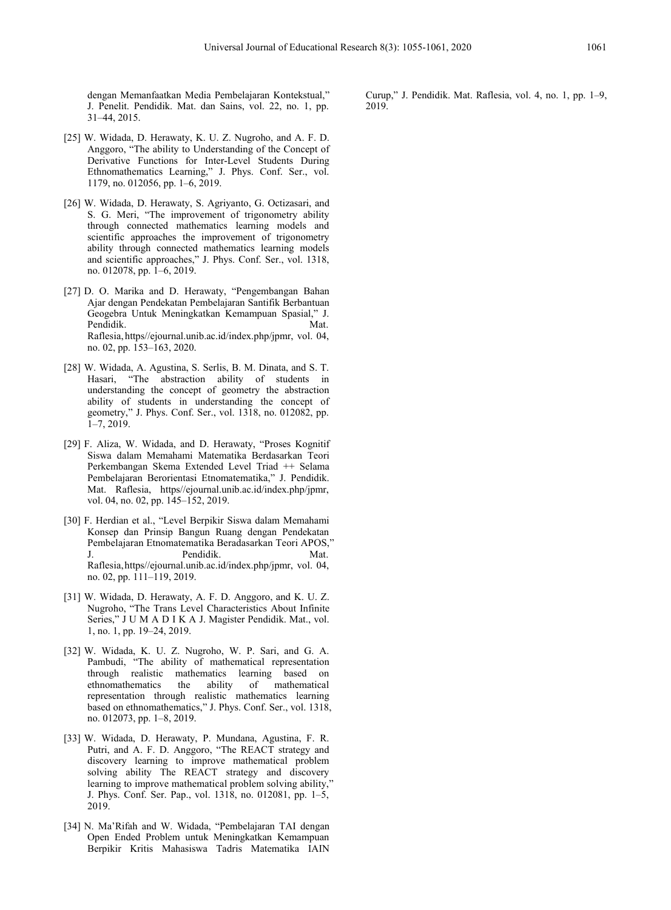dengan Memanfaatkan Media Pembelajaran Kontekstual," J. Penelit. Pendidik. Mat. dan Sains, vol. 22, no. 1, pp. 31–44, 2015.

[25] W. Widada, D. Herawaty, K. U. Z. Nugroho, and A. F. D. Anggoro, "The ability to Understanding of the Concept of Derivative Functions for Inter-Level Students During Ethnomathematics Learning," J. Phys. Conf. Ser., vol. 1179, no. 012056, pp. 1–6, 2019.

[26] W. Widada, D. Herawaty, S. Agriyanto, G. Octizasari, and S. G. Meri, "The improvement of trigonometry ability through connected mathematics learning models and scientific approaches the improvement of trigonometry ability through connected mathematics learning models and scientific approaches," J. Phys. Conf. Ser., vol. 1318, no. 012078, pp. 1–6, 2019.

[27] D. O. Marika and D. Herawaty, "Pengembangan Bahan Ajar dengan Pendekatan Pembelajaran Santifik Berbantuan Geogebra Untuk Meningkatkan Kemampuan Spasial," J. Pendidik. Mat. Raflesia, https//ejournal.unib.ac.id/index.php/jpmr, vol. 04, no. 02, pp. 153–163, 2020.

[28] W. Widada, A. Agustina, S. Serlis, B. M. Dinata, and S. T. Hasari, "The abstraction ability of students in understanding the concept of geometry the abstraction ability of students in understanding the concept of geometry," J. Phys. Conf. Ser., vol. 1318, no. 012082, pp. 1–7, 2019.

[29] F. Aliza, W. Widada, and D. Herawaty, "Proses Kognitif Siswa dalam Memahami Matematika Berdasarkan Teori Perkembangan Skema Extended Level Triad ++ Selama Pembelajaran Berorientasi Etnomatematika," J. Pendidik. Mat. Raflesia, https//ejournal.unib.ac.id/index.php/jpmr, vol. 04, no. 02, pp. 145–152, 2019.

[30] F. Herdian et al., "Level Berpikir Siswa dalam Memahami Konsep dan Prinsip Bangun Ruang dengan Pendekatan Pembelajaran Etnomatematika Beradasarkan Teori APOS," J. Pendidik. Mat. Raflesia, https//ejournal.unib.ac.id/index.php/jpmr, vol. 04, no. 02, pp. 111–119, 2019.

[31] W. Widada, D. Herawaty, A. F. D. Anggoro, and K. U. Z. Nugroho, "The Trans Level Characteristics About Infinite Series," J U M A D I K A J. Magister Pendidik. Mat., vol. 1, no. 1, pp. 19–24, 2019.

[32] W. Widada, K. U. Z. Nugroho, W. P. Sari, and G. A. Pambudi, "The ability of mathematical representation through realistic mathematics learning based on ethnomathematics the ability of mathematical representation through realistic mathematics learning based on ethnomathematics," J. Phys. Conf. Ser., vol. 1318, no. 012073, pp. 1–8, 2019.

[33] W. Widada, D. Herawaty, P. Mundana, Agustina, F. R. Putri, and A. F. D. Anggoro, "The REACT strategy and discovery learning to improve mathematical problem solving ability The REACT strategy and discovery learning to improve mathematical problem solving ability," J. Phys. Conf. Ser. Pap., vol. 1318, no. 012081, pp. 1–5, 2019.

[34] N. Ma'Rifah and W. Widada, "Pembelajaran TAI dengan Open Ended Problem untuk Meningkatkan Kemampuan Berpikir Kritis Mahasiswa Tadris Matematika IAIN Curup," J. Pendidik. Mat. Raflesia, vol. 4, no. 1, pp. 1–9, 2019.